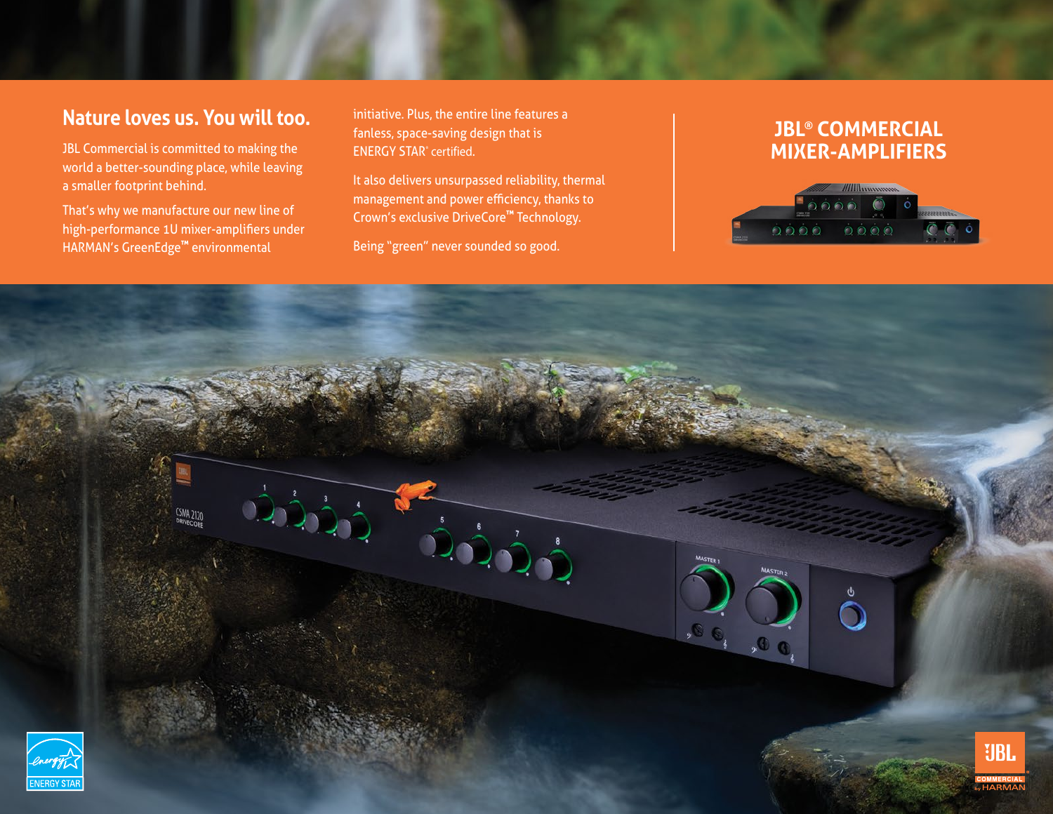## Nature loves us. You will too.

JBL Commercial is committed to making the world a better-sounding place, while leaving a smaller footprint behind.

That's why we manufacture our new line of high-performance 1U mixer-amplifiers under HARMAN's GreenEdge™ environmental initiative. Plus, the entire line features a fanless, space-saving design that is ENERGY STAR® certified.

It also delivers unsurpassed reliability, thermal management and power efficiency, thanks to Crown's exclusive DriveCore™ Technology.

Being "green" never sounded so good.

# JBL® COMMERCIAL MIXER-AMPLIFIERS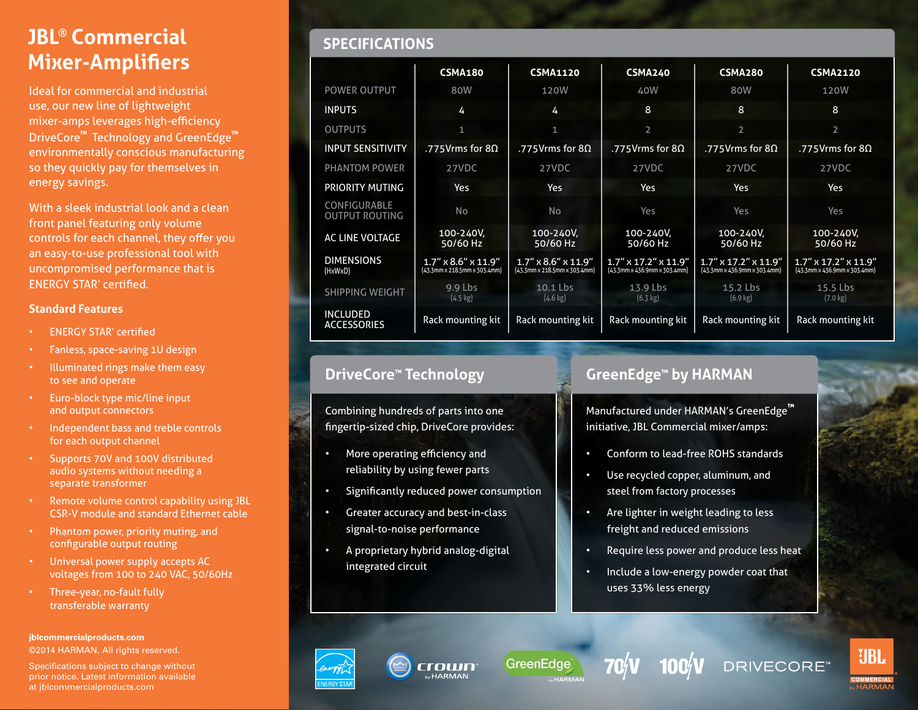# JBL® Commercial Mixer-Amplifiers

Ideal for commercial and industrial use, our new line of lightweight mixer-amps leverages high-efficiency DriveCore™ Technology and GreenEdge™ environmentally conscious manufacturing so they quickly pay for themselves in energy savings.

With a sleek industrial look and a clean front panel featuring only volume controls for each channel, they offer you an easy-to-use professional tool with uncompromised performance that is ENERGY STAR® certified.

### Standard Features

- ENERGY STAR® certified
- Fanless, space-saving 1U design
- Illuminated rings make them easy to see and operate
- Euro-block type mic/line input and output connectors
- Independent bass and treble controls for each output channel
- Supports 70V and 100V distributed audio systems without needing a separate transformer
- Remote volume control capability using JBL CSR-V module and standard Ethernet cable
- Phantom power, priority muting, and configurable output routing
- Universal power supply accepts AC voltages from 100 to 240 VAC, 50/60Hz
- Three-year, no-fault fully transferable warranty

**jblcommercialproducts.com**
©2014 HARMAN. All rights reserved.

Specifications subject to change without prior notice. Latest information available at jblcommercialproducts.com

## SPECIFICATIONS

| | CSMA180 | CSMA1120 | CSMA240 | CSMA280 | CSMA2120 |
|---|---|---|---|---|---|
| POWER OUTPUT | 80W | 120W | 40W | 80W | 120W |
| INPUTS | 4 | 4 | 8 | 8 | 8 |
| OUTPUTS | 1 | 1 | 2 | 2 | 2 |
| INPUT SENSITIVITY | .775Vrms for 8Ω | .775Vrms for 8Ω | .775Vrms for 8Ω | .775Vrms for 8Ω | .775Vrms for 8Ω |
| PHANTOM POWER | 27VDC | 27VDC | 27VDC | 27VDC | 27VDC |
| PRIORITY MUTING | Yes | Yes | Yes | Yes | Yes |
| CONFIGURABLE OUTPUT ROUTING | No | No | Yes | Yes | Yes |
| AC LINE VOLTAGE | 100-240V, 50/60 Hz | 100-240V, 50/60 Hz | 100-240V, 50/60 Hz | 100-240V, 50/60 Hz | 100-240V, 50/60 Hz |
| DIMENSIONS (HxWxD) | 1.7" x 8.6" x 11.9" (43.3mm x 218.5mm x 303.4mm) | 1.7" x 8.6" x 11.9" (43.3mm x 218.5mm x 303.4mm) | 1.7" x 17.2" x 11.9" (43.3mm x 436.9mm x 303.4mm) | 1.7" x 17.2" x 11.9" (43.3mm x 436.9mm x 303.4mm) | 1.7" x 17.2" x 11.9" (43.3mm x 436.9mm x 303.4mm) |
| SHIPPING WEIGHT | 9.9 Lbs (4.5 kg) | 10.1 Lbs (4.6 kg) | 13.9 Lbs (6.3 kg) | 15.2 Lbs (6.9 kg) | 15.5 Lbs (7.0 kg) |
| INCLUDED ACCESSORIES | Rack mounting kit | Rack mounting kit | Rack mounting kit | Rack mounting kit | Rack mounting kit |

## DriveCore™ Technology

Combining hundreds of parts into one fingertip-sized chip, DriveCore provides:

- More operating efficiency and reliability by using fewer parts
- Significantly reduced power consumption
- Greater accuracy and best-in-class signal-to-noise performance
- A proprietary hybrid analog-digital integrated circuit

## GreenEdge™ by HARMAN

Manufactured under HARMAN's GreenEdge™ initiative, JBL Commercial mixer/amps:

- Conform to lead-free ROHS standards
- Use recycled copper, aluminum, and steel from factory processes
- Are lighter in weight leading to less freight and reduced emissions
- Require less power and produce less heat
- Include a low-energy powder coat that uses 33% less energy

ENERGY STAR | crown by HARMAN | GreenEdge by HARMAN | 70V | 100V | DRIVECORE™ | JBL COMMERCIAL by HARMAN